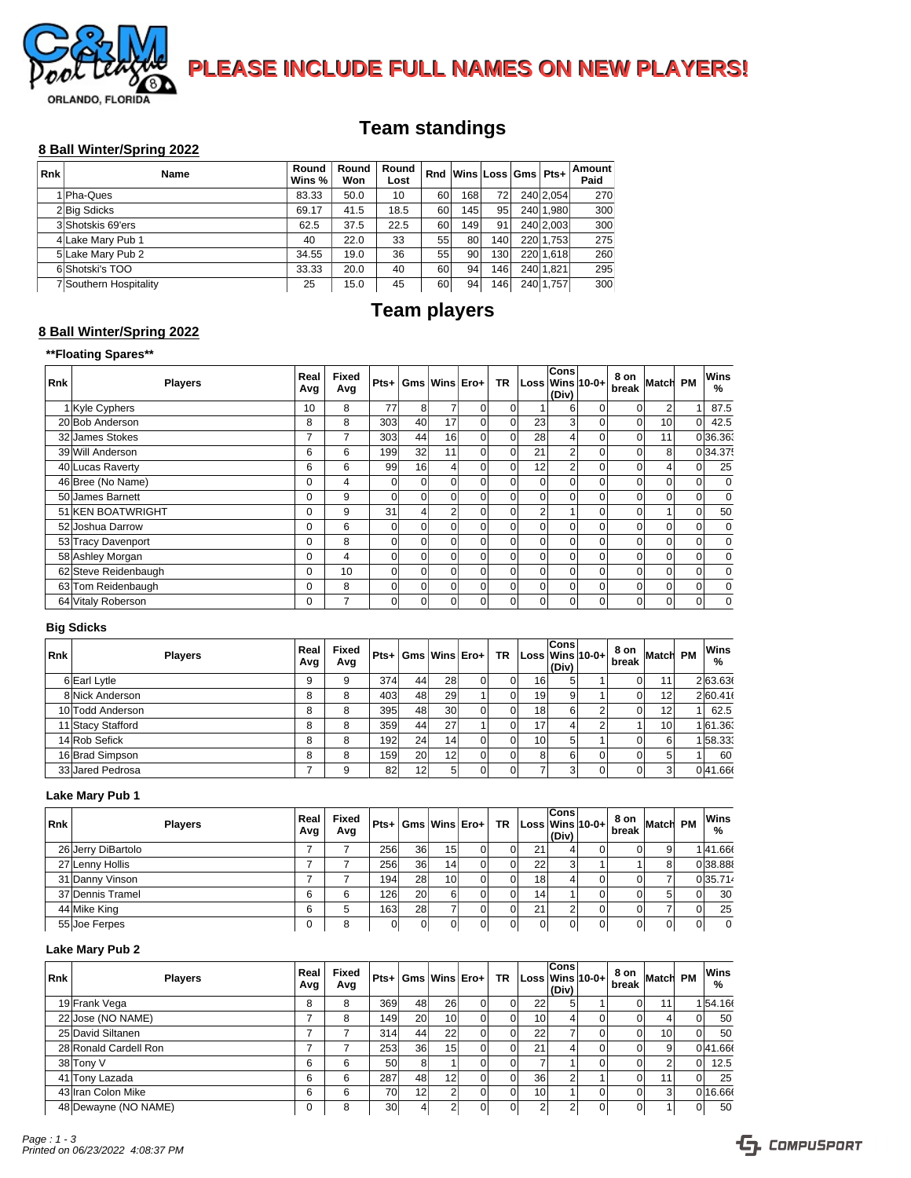**PLEASE INCLUDE FULL NAMES ON NEW PLAYERS!**

ORLANDO, FLORIDA

# Team standings

## 8 Ball Winter/Spring 2022

| Rnk | Name | Round Wins % | Round Won | Round Lost | Rnd | Wins | Loss | Gms | Pts+ | Amount Paid |
|---|---|---|---|---|---|---|---|---|---|---|
| 1 | Pha-Ques | 83.33 | 50.0 | 10 | 60 | 168 | 72 | 240 | 2,054 | 270 |
| 2 | Big Sdicks | 69.17 | 41.5 | 18.5 | 60 | 145 | 95 | 240 | 1,980 | 300 |
| 3 | Shotskis 69'ers | 62.5 | 37.5 | 22.5 | 60 | 149 | 91 | 240 | 2,003 | 300 |
| 4 | Lake Mary Pub 1 | 40 | 22.0 | 33 | 55 | 80 | 140 | 220 | 1,753 | 275 |
| 5 | Lake Mary Pub 2 | 34.55 | 19.0 | 36 | 55 | 90 | 130 | 220 | 1,618 | 260 |
| 6 | Shotski's TOO | 33.33 | 20.0 | 40 | 60 | 94 | 146 | 240 | 1,821 | 295 |
| 7 | Southern Hospitality | 25 | 15.0 | 45 | 60 | 94 | 146 | 240 | 1,757 | 300 |

# Team players

## 8 Ball Winter/Spring 2022

### **Floating Spares**

| Rnk | Players | Real Avg | Fixed Avg | Pts+ | Gms | Wins | Ero+ | TR | Loss | Cons Wins (Div) | 10-0+ | 8 on break | Match | PM | Wins % |
|---|---|---|---|---|---|---|---|---|---|---|---|---|---|---|---|
| 1 | Kyle Cyphers | 10 | 8 | 77 | 8 | 7 | 0 | 0 | 1 | 6 | 0 | 0 | 2 | 1 | 87.5 |
| 20 | Bob Anderson | 8 | 8 | 303 | 40 | 17 | 0 | 0 | 23 | 3 | 0 | 0 | 10 | 0 | 42.5 |
| 32 | James Stokes | 7 | 7 | 303 | 44 | 16 | 0 | 0 | 28 | 4 | 0 | 0 | 11 | 0 | 36.36 |
| 39 | Will Anderson | 6 | 6 | 199 | 32 | 11 | 0 | 0 | 21 | 2 | 0 | 0 | 8 | 0 | 34.375 |
| 40 | Lucas Raverty | 6 | 6 | 99 | 16 | 4 | 0 | 0 | 12 | 2 | 0 | 0 | 4 | 0 | 25 |
| 46 | Bree (No Name) | 0 | 4 | 0 | 0 | 0 | 0 | 0 | 0 | 0 | 0 | 0 | 0 | 0 | 0 |
| 50 | James Barnett | 0 | 9 | 0 | 0 | 0 | 0 | 0 | 0 | 0 | 0 | 0 | 0 | 0 | 0 |
| 51 | KEN BOATWRIGHT | 0 | 9 | 31 | 4 | 2 | 0 | 0 | 2 | 1 | 0 | 0 | 1 | 0 | 50 |
| 52 | Joshua Darrow | 0 | 6 | 0 | 0 | 0 | 0 | 0 | 0 | 0 | 0 | 0 | 0 | 0 | 0 |
| 53 | Tracy Davenport | 0 | 8 | 0 | 0 | 0 | 0 | 0 | 0 | 0 | 0 | 0 | 0 | 0 | 0 |
| 58 | Ashley Morgan | 0 | 4 | 0 | 0 | 0 | 0 | 0 | 0 | 0 | 0 | 0 | 0 | 0 | 0 |
| 62 | Steve Reidenbaugh | 0 | 10 | 0 | 0 | 0 | 0 | 0 | 0 | 0 | 0 | 0 | 0 | 0 | 0 |
| 63 | Tom Reidenbaugh | 0 | 8 | 0 | 0 | 0 | 0 | 0 | 0 | 0 | 0 | 0 | 0 | 0 | 0 |
| 64 | Vitaly Roberson | 0 | 7 | 0 | 0 | 0 | 0 | 0 | 0 | 0 | 0 | 0 | 0 | 0 | 0 |

### Big Sdicks

| Rnk | Players | Real Avg | Fixed Avg | Pts+ | Gms | Wins | Ero+ | TR | Loss | Cons Wins (Div) | 10-0+ | 8 on break | Match | PM | Wins % |
|---|---|---|---|---|---|---|---|---|---|---|---|---|---|---|---|
| 6 | Earl Lytle | 9 | 9 | 374 | 44 | 28 | 0 | 0 | 16 | 5 | 1 | 0 | 11 | 2 | 63.636 |
| 8 | Nick Anderson | 8 | 8 | 403 | 48 | 29 | 1 | 0 | 19 | 9 | 1 | 0 | 12 | 2 | 60.416 |
| 10 | Todd Anderson | 8 | 8 | 395 | 48 | 30 | 0 | 0 | 18 | 6 | 2 | 0 | 12 | 1 | 62.5 |
| 11 | Stacy Stafford | 8 | 8 | 359 | 44 | 27 | 1 | 0 | 17 | 4 | 2 | 1 | 10 | 1 | 61.363 |
| 14 | Rob Sefick | 8 | 8 | 192 | 24 | 14 | 0 | 0 | 10 | 5 | 1 | 0 | 6 | 1 | 58.333 |
| 16 | Brad Simpson | 8 | 8 | 159 | 20 | 12 | 0 | 0 | 8 | 6 | 0 | 0 | 5 | 1 | 60 |
| 33 | Jared Pedrosa | 7 | 9 | 82 | 12 | 5 | 0 | 0 | 7 | 3 | 0 | 0 | 3 | 0 | 41.666 |

### Lake Mary Pub 1

| Rnk | Players | Real Avg | Fixed Avg | Pts+ | Gms | Wins | Ero+ | TR | Loss | Cons Wins (Div) | 10-0+ | 8 on break | Match | PM | Wins % |
|---|---|---|---|---|---|---|---|---|---|---|---|---|---|---|---|
| 26 | Jerry DiBartolo | 7 | 7 | 256 | 36 | 15 | 0 | 0 | 21 | 4 | 0 | 0 | 9 | 1 | 41.666 |
| 27 | Lenny Hollis | 7 | 7 | 256 | 36 | 14 | 0 | 0 | 22 | 3 | 1 | 1 | 8 | 0 | 38.888 |
| 31 | Danny Vinson | 7 | 7 | 194 | 28 | 10 | 0 | 0 | 18 | 4 | 0 | 0 | 7 | 0 | 35.714 |
| 37 | Dennis Tramel | 6 | 6 | 126 | 20 | 6 | 0 | 0 | 14 | 1 | 0 | 0 | 5 | 0 | 30 |
| 44 | Mike King | 6 | 5 | 163 | 28 | 7 | 0 | 0 | 21 | 2 | 0 | 0 | 7 | 0 | 25 |
| 55 | Joe Ferpes | 0 | 8 | 0 | 0 | 0 | 0 | 0 | 0 | 0 | 0 | 0 | 0 | 0 | 0 |

### Lake Mary Pub 2

| Rnk | Players | Real Avg | Fixed Avg | Pts+ | Gms | Wins | Ero+ | TR | Loss | Cons Wins (Div) | 10-0+ | 8 on break | Match | PM | Wins % |
|---|---|---|---|---|---|---|---|---|---|---|---|---|---|---|---|
| 19 | Frank Vega | 8 | 8 | 369 | 48 | 26 | 0 | 0 | 22 | 5 | 1 | 0 | 11 | 1 | 54.166 |
| 22 | Jose (NO NAME) | 7 | 8 | 149 | 20 | 10 | 0 | 0 | 10 | 4 | 0 | 0 | 4 | 0 | 50 |
| 25 | David Siltanen | 7 | 7 | 314 | 44 | 22 | 0 | 0 | 22 | 7 | 0 | 0 | 10 | 0 | 50 |
| 28 | Ronald Cardell Ron | 7 | 7 | 253 | 36 | 15 | 0 | 0 | 21 | 4 | 0 | 0 | 9 | 0 | 41.666 |
| 38 | Tony V | 6 | 6 | 50 | 8 | 1 | 0 | 0 | 7 | 1 | 0 | 0 | 2 | 0 | 12.5 |
| 41 | Tony Lazada | 6 | 6 | 287 | 48 | 12 | 0 | 0 | 36 | 2 | 1 | 0 | 11 | 0 | 25 |
| 43 | Iran Colon Mike | 6 | 6 | 70 | 12 | 2 | 0 | 0 | 10 | 1 | 0 | 0 | 3 | 0 | 16.666 |
| 48 | Dewayne (NO NAME) | 0 | 8 | 30 | 4 | 2 | 0 | 0 | 2 | 2 | 0 | 0 | 1 | 0 | 50 |

Printed on 06/23/2022 4:08:37 PM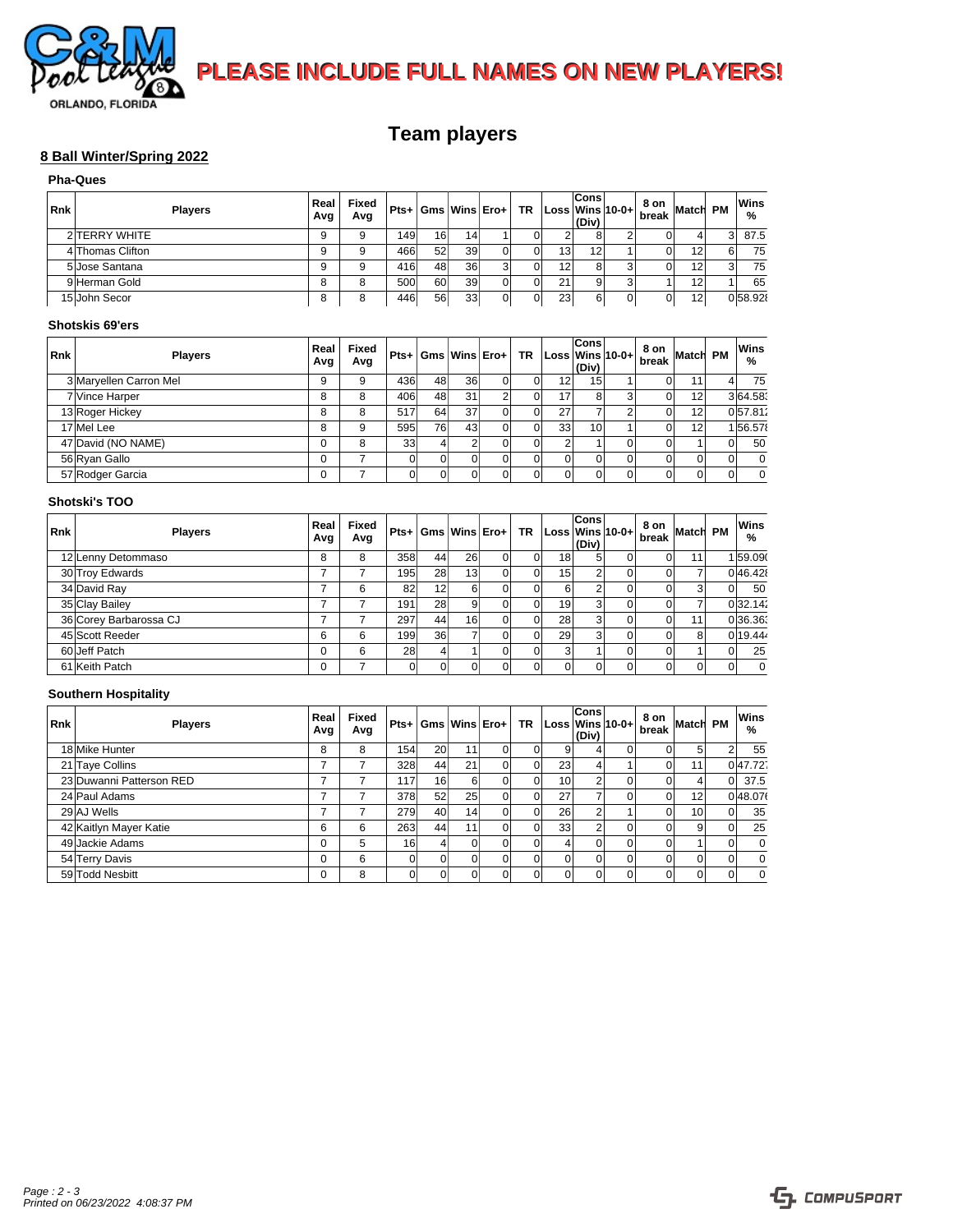PLEASE INCLUDE FULL NAMES ON NEW PLAYERS!

# Team players

## 8 Ball Winter/Spring 2022

### Pha-Ques

| Rnk | Players | Real Avg | Fixed Avg | Pts+ | Gms | Wins | Ero+ | TR | Loss | Cons Wins (Div) | 10-0+ | 8 on break | Match | PM | Wins % |
|---|---|---|---|---|---|---|---|---|---|---|---|---|---|---|---|
| 2 | TERRY WHITE | 9 | 9 | 149 | 16 | 14 | 1 | 0 | 2 | 8 | 2 | 0 | 4 | 3 | 87.5 |
| 4 | Thomas Clifton | 9 | 9 | 466 | 52 | 39 | 0 | 0 | 13 | 12 | 1 | 0 | 12 | 6 | 75 |
| 5 | Jose Santana | 9 | 9 | 416 | 48 | 36 | 3 | 0 | 12 | 8 | 3 | 0 | 12 | 3 | 75 |
| 9 | Herman Gold | 8 | 8 | 500 | 60 | 39 | 0 | 0 | 21 | 9 | 3 | 1 | 12 | 1 | 65 |
| 15 | John Secor | 8 | 8 | 446 | 56 | 33 | 0 | 0 | 23 | 6 | 0 | 0 | 12 | 0 | 58.928 |

### Shotskis 69'ers

| Rnk | Players | Real Avg | Fixed Avg | Pts+ | Gms | Wins | Ero+ | TR | Loss | Cons Wins (Div) | 10-0+ | 8 on break | Match | PM | Wins % |
|---|---|---|---|---|---|---|---|---|---|---|---|---|---|---|---|
| 3 | Maryellen Carron Mel | 9 | 9 | 436 | 48 | 36 | 0 | 0 | 12 | 15 | 1 | 0 | 11 | 4 | 75 |
| 7 | Vince Harper | 8 | 8 | 406 | 48 | 31 | 2 | 0 | 17 | 8 | 3 | 0 | 12 | 3 | 64.583 |
| 13 | Roger Hickey | 8 | 8 | 517 | 64 | 37 | 0 | 0 | 27 | 7 | 2 | 0 | 12 | 0 | 57.812 |
| 17 | Mel Lee | 8 | 9 | 595 | 76 | 43 | 0 | 0 | 33 | 10 | 1 | 0 | 12 | 1 | 56.578 |
| 47 | David (NO NAME) | 0 | 8 | 33 | 4 | 2 | 0 | 0 | 2 | 1 | 0 | 0 | 1 | 0 | 50 |
| 56 | Ryan Gallo | 0 | 7 | 0 | 0 | 0 | 0 | 0 | 0 | 0 | 0 | 0 | 0 | 0 | 0 |
| 57 | Rodger Garcia | 0 | 7 | 0 | 0 | 0 | 0 | 0 | 0 | 0 | 0 | 0 | 0 | 0 | 0 |

### Shotski's TOO

| Rnk | Players | Real Avg | Fixed Avg | Pts+ | Gms | Wins | Ero+ | TR | Loss | Cons Wins (Div) | 10-0+ | 8 on break | Match | PM | Wins % |
|---|---|---|---|---|---|---|---|---|---|---|---|---|---|---|---|
| 12 | Lenny Detommaso | 8 | 8 | 358 | 44 | 26 | 0 | 0 | 18 | 5 | 0 | 0 | 11 | 1 | 59.090 |
| 30 | Troy Edwards | 7 | 7 | 195 | 28 | 13 | 0 | 0 | 15 | 2 | 0 | 0 | 7 | 0 | 46.428 |
| 34 | David Ray | 7 | 6 | 82 | 12 | 6 | 0 | 0 | 6 | 2 | 0 | 0 | 3 | 0 | 50 |
| 35 | Clay Bailey | 7 | 7 | 191 | 28 | 9 | 0 | 0 | 19 | 3 | 0 | 0 | 7 | 0 | 32.142 |
| 36 | Corey Barbarossa CJ | 7 | 7 | 297 | 44 | 16 | 0 | 0 | 28 | 3 | 0 | 0 | 11 | 0 | 36.363 |
| 45 | Scott Reeder | 6 | 6 | 199 | 36 | 7 | 0 | 0 | 29 | 3 | 0 | 0 | 8 | 0 | 19.444 |
| 60 | Jeff Patch | 0 | 6 | 28 | 4 | 1 | 0 | 0 | 3 | 1 | 0 | 0 | 1 | 0 | 25 |
| 61 | Keith Patch | 0 | 7 | 0 | 0 | 0 | 0 | 0 | 0 | 0 | 0 | 0 | 0 | 0 | 0 |

### Southern Hospitality

| Rnk | Players | Real Avg | Fixed Avg | Pts+ | Gms | Wins | Ero+ | TR | Loss | Cons Wins (Div) | 10-0+ | 8 on break | Match | PM | Wins % |
|---|---|---|---|---|---|---|---|---|---|---|---|---|---|---|---|
| 18 | Mike Hunter | 8 | 8 | 154 | 20 | 11 | 0 | 0 | 9 | 4 | 0 | 0 | 5 | 2 | 55 |
| 21 | Taye Collins | 7 | 7 | 328 | 44 | 21 | 0 | 0 | 23 | 4 | 1 | 0 | 11 | 0 | 47.727 |
| 23 | Duwanni Patterson RED | 7 | 7 | 117 | 16 | 6 | 0 | 0 | 10 | 2 | 0 | 0 | 4 | 0 | 37.5 |
| 24 | Paul Adams | 7 | 7 | 378 | 52 | 25 | 0 | 0 | 27 | 7 | 0 | 0 | 12 | 0 | 48.076 |
| 29 | AJ Wells | 7 | 7 | 279 | 40 | 14 | 0 | 0 | 26 | 2 | 1 | 0 | 10 | 0 | 35 |
| 42 | Kaitlyn Mayer Katie | 6 | 6 | 263 | 44 | 11 | 0 | 0 | 33 | 2 | 0 | 0 | 9 | 0 | 25 |
| 49 | Jackie Adams | 0 | 5 | 16 | 4 | 0 | 0 | 0 | 4 | 0 | 0 | 0 | 1 | 0 | 0 |
| 54 | Terry Davis | 0 | 6 | 0 | 0 | 0 | 0 | 0 | 0 | 0 | 0 | 0 | 0 | 0 | 0 |
| 59 | Todd Nesbitt | 0 | 8 | 0 | 0 | 0 | 0 | 0 | 0 | 0 | 0 | 0 | 0 | 0 | 0 |

Printed on 06/23/2022 4:08:37 PM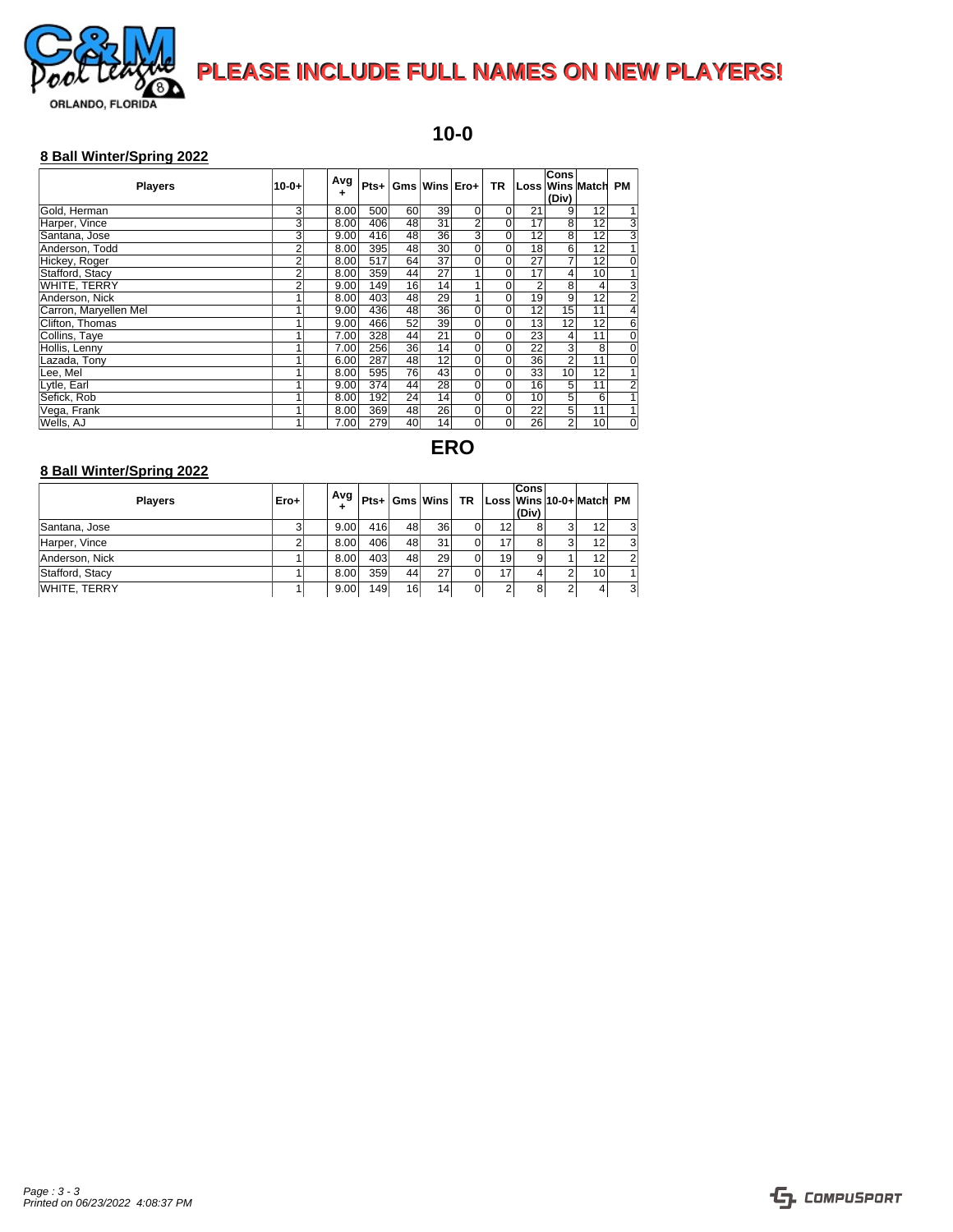**PLEASE INCLUDE FULL NAMES ON NEW PLAYERS!**

## 10-0

### 8 Ball Winter/Spring 2022

| Players | 10-0+ | | Avg + | Pts+ | Gms | Wins | Ero+ | TR | Loss | Cons Wins (Div) | Match | PM |
|---|---|---|---|---|---|---|---|---|---|---|---|---|
| Gold, Herman | 3 | | 8.00 | 500 | 60 | 39 | 0 | 0 | 21 | 9 | 12 | 1 |
| Harper, Vince | 3 | | 8.00 | 406 | 48 | 31 | 2 | 0 | 17 | 8 | 12 | 3 |
| Santana, Jose | 3 | | 9.00 | 416 | 48 | 36 | 3 | 0 | 12 | 8 | 12 | 3 |
| Anderson, Todd | 2 | | 8.00 | 395 | 48 | 30 | 0 | 0 | 18 | 6 | 12 | 1 |
| Hickey, Roger | 2 | | 8.00 | 517 | 64 | 37 | 0 | 0 | 27 | 7 | 12 | 0 |
| Stafford, Stacy | 2 | | 8.00 | 359 | 44 | 27 | 1 | 0 | 17 | 4 | 10 | 1 |
| WHITE, TERRY | 2 | | 9.00 | 149 | 16 | 14 | 1 | 0 | 2 | 8 | 4 | 3 |
| Anderson, Nick | 1 | | 8.00 | 403 | 48 | 29 | 1 | 0 | 19 | 9 | 12 | 2 |
| Carron, Maryellen Mel | 1 | | 9.00 | 436 | 48 | 36 | 0 | 0 | 12 | 15 | 11 | 4 |
| Clifton, Thomas | 1 | | 9.00 | 466 | 52 | 39 | 0 | 0 | 13 | 12 | 12 | 6 |
| Collins, Taye | 1 | | 7.00 | 328 | 44 | 21 | 0 | 0 | 23 | 4 | 11 | 0 |
| Hollis, Lenny | 1 | | 7.00 | 256 | 36 | 14 | 0 | 0 | 22 | 3 | 8 | 0 |
| Lazada, Tony | 1 | | 6.00 | 287 | 48 | 12 | 0 | 0 | 36 | 2 | 11 | 0 |
| Lee, Mel | 1 | | 8.00 | 595 | 76 | 43 | 0 | 0 | 33 | 10 | 12 | 1 |
| Lytle, Earl | 1 | | 9.00 | 374 | 44 | 28 | 0 | 0 | 16 | 5 | 11 | 2 |
| Sefick, Rob | 1 | | 8.00 | 192 | 24 | 14 | 0 | 0 | 10 | 5 | 6 | 1 |
| Vega, Frank | 1 | | 8.00 | 369 | 48 | 26 | 0 | 0 | 22 | 5 | 11 | 1 |
| Wells, AJ | 1 | | 7.00 | 279 | 40 | 14 | 0 | 0 | 26 | 2 | 10 | 0 |

## ERO

### 8 Ball Winter/Spring 2022

| Players | Ero+ | | Avg + | Pts+ | Gms | Wins | TR | Loss | Cons Wins (Div) | 10-0+ | Match | PM |
|---|---|---|---|---|---|---|---|---|---|---|---|---|
| Santana, Jose | 3 | | 9.00 | 416 | 48 | 36 | 0 | 12 | 8 | 3 | 12 | 3 |
| Harper, Vince | 2 | | 8.00 | 406 | 48 | 31 | 0 | 17 | 8 | 3 | 12 | 3 |
| Anderson, Nick | 1 | | 8.00 | 403 | 48 | 29 | 0 | 19 | 9 | 1 | 12 | 2 |
| Stafford, Stacy | 1 | | 8.00 | 359 | 44 | 27 | 0 | 17 | 4 | 2 | 10 | 1 |
| WHITE, TERRY | 1 | | 9.00 | 149 | 16 | 14 | 0 | 2 | 8 | 2 | 4 | 3 |

*Page : 3 - 3*
*Printed on 06/23/2022 4:08:37 PM*